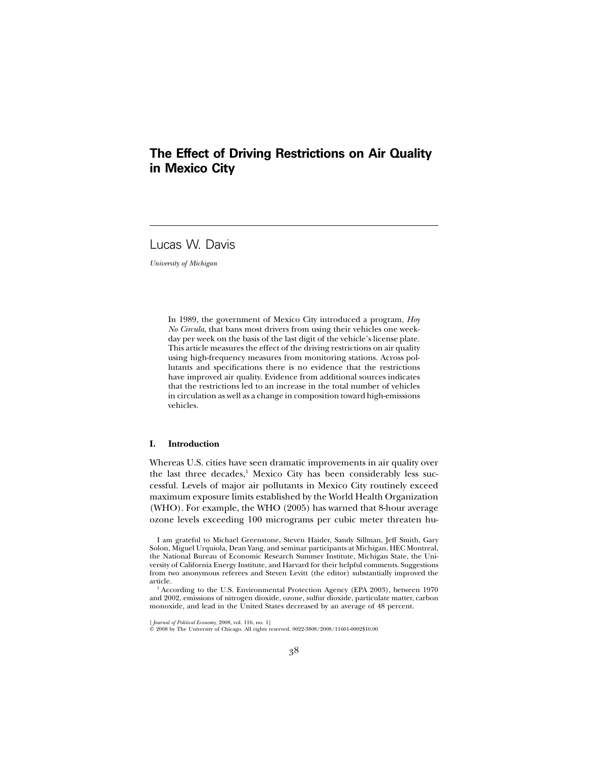# The Effect of Driving Restrictions on Air Quality in Mexico City

Lucas W. Davis

*University of Michigan*

In 1989, the government of Mexico City introduced a program, *Hoy No Circula*, that bans most drivers from using their vehicles one weekday per week on the basis of the last digit of the vehicle's license plate. This article measures the effect of the driving restrictions on air quality using high-frequency measures from monitoring stations. Across pollutants and specifications there is no evidence that the restrictions have improved air quality. Evidence from additional sources indicates that the restrictions led to an increase in the total number of vehicles in circulation as well as a change in composition toward high-emissions vehicles.

## I. Introduction

Whereas U.S. cities have seen dramatic improvements in air quality over the last three decades,[1] Mexico City has been considerably less successful. Levels of major air pollutants in Mexico City routinely exceed maximum exposure limits established by the World Health Organization (WHO). For example, the WHO (2005) has warned that 8-hour average ozone levels exceeding 100 micrograms per cubic meter threaten hu-

I am grateful to Michael Greenstone, Steven Haider, Sandy Sillman, Jeff Smith, Gary Solon, Miguel Urquiola, Dean Yang, and seminar participants at Michigan, HEC Montreal, the National Bureau of Economic Research Summer Institute, Michigan State, the University of California Energy Institute, and Harvard for their helpful comments. Suggestions from two anonymous referees and Steven Levitt (the editor) substantially improved the article.

[1] According to the U.S. Environmental Protection Agency (EPA 2003), between 1970 and 2002, emissions of nitrogen dioxide, ozone, sulfur dioxide, particulate matter, carbon monoxide, and lead in the United States decreased by an average of 48 percent.

[*Journal of Political Economy*, 2008, vol. 116, no. 1]
© 2008 by The University of Chicago. All rights reserved. 0022-3808/2008/11601-0002$10.00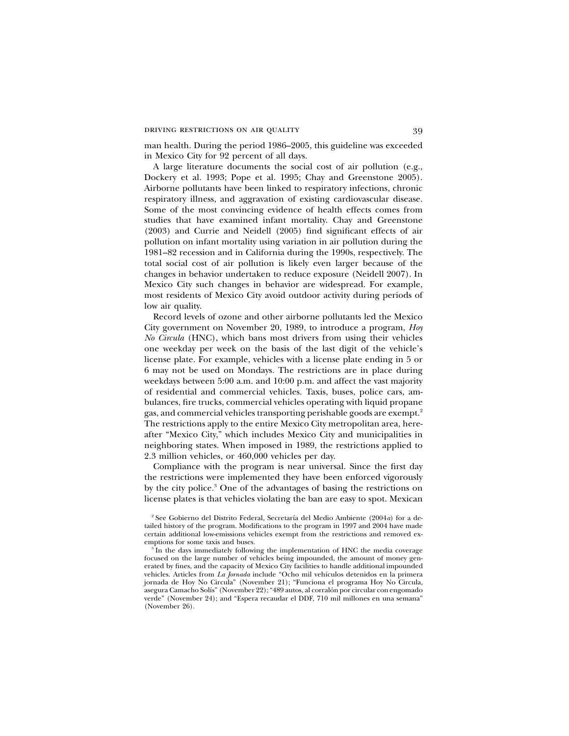man health. During the period 1986–2005, this guideline was exceeded in Mexico City for 92 percent of all days.

A large literature documents the social cost of air pollution (e.g., Dockery et al. 1993; Pope et al. 1995; Chay and Greenstone 2005). Airborne pollutants have been linked to respiratory infections, chronic respiratory illness, and aggravation of existing cardiovascular disease. Some of the most convincing evidence of health effects comes from studies that have examined infant mortality. Chay and Greenstone (2003) and Currie and Neidell (2005) find significant effects of air pollution on infant mortality using variation in air pollution during the 1981–82 recession and in California during the 1990s, respectively. The total social cost of air pollution is likely even larger because of the changes in behavior undertaken to reduce exposure (Neidell 2007). In Mexico City such changes in behavior are widespread. For example, most residents of Mexico City avoid outdoor activity during periods of low air quality.

Record levels of ozone and other airborne pollutants led the Mexico City government on November 20, 1989, to introduce a program, *Hoy No Circula* (HNC), which bans most drivers from using their vehicles one weekday per week on the basis of the last digit of the vehicle's license plate. For example, vehicles with a license plate ending in 5 or 6 may not be used on Mondays. The restrictions are in place during weekdays between 5:00 a.m. and 10:00 p.m. and affect the vast majority of residential and commercial vehicles. Taxis, buses, police cars, ambulances, fire trucks, commercial vehicles operating with liquid propane gas, and commercial vehicles transporting perishable goods are exempt.[2] The restrictions apply to the entire Mexico City metropolitan area, hereafter "Mexico City," which includes Mexico City and municipalities in neighboring states. When imposed in 1989, the restrictions applied to 2.3 million vehicles, or 460,000 vehicles per day.

Compliance with the program is near universal. Since the first day the restrictions were implemented they have been enforced vigorously by the city police.[3] One of the advantages of basing the restrictions on license plates is that vehicles violating the ban are easy to spot. Mexican

[2] See Gobierno del Distrito Federal, Secretaría del Medio Ambiente (2004*a*) for a detailed history of the program. Modifications to the program in 1997 and 2004 have made certain additional low-emissions vehicles exempt from the restrictions and removed exemptions for some taxis and buses.

[3] In the days immediately following the implementation of HNC the media coverage focused on the large number of vehicles being impounded, the amount of money generated by fines, and the capacity of Mexico City facilities to handle additional impounded vehicles. Articles from *La Jornada* include "Ocho mil vehículos detenidos en la primera jornada de Hoy No Circula" (November 21); "Funciona el programa Hoy No Circula, asegura Camacho Solís" (November 22); "489 autos, al corralón por circular con engomado verde" (November 24); and "Espera recaudar el DDF, 710 mil millones en una semana" (November 26).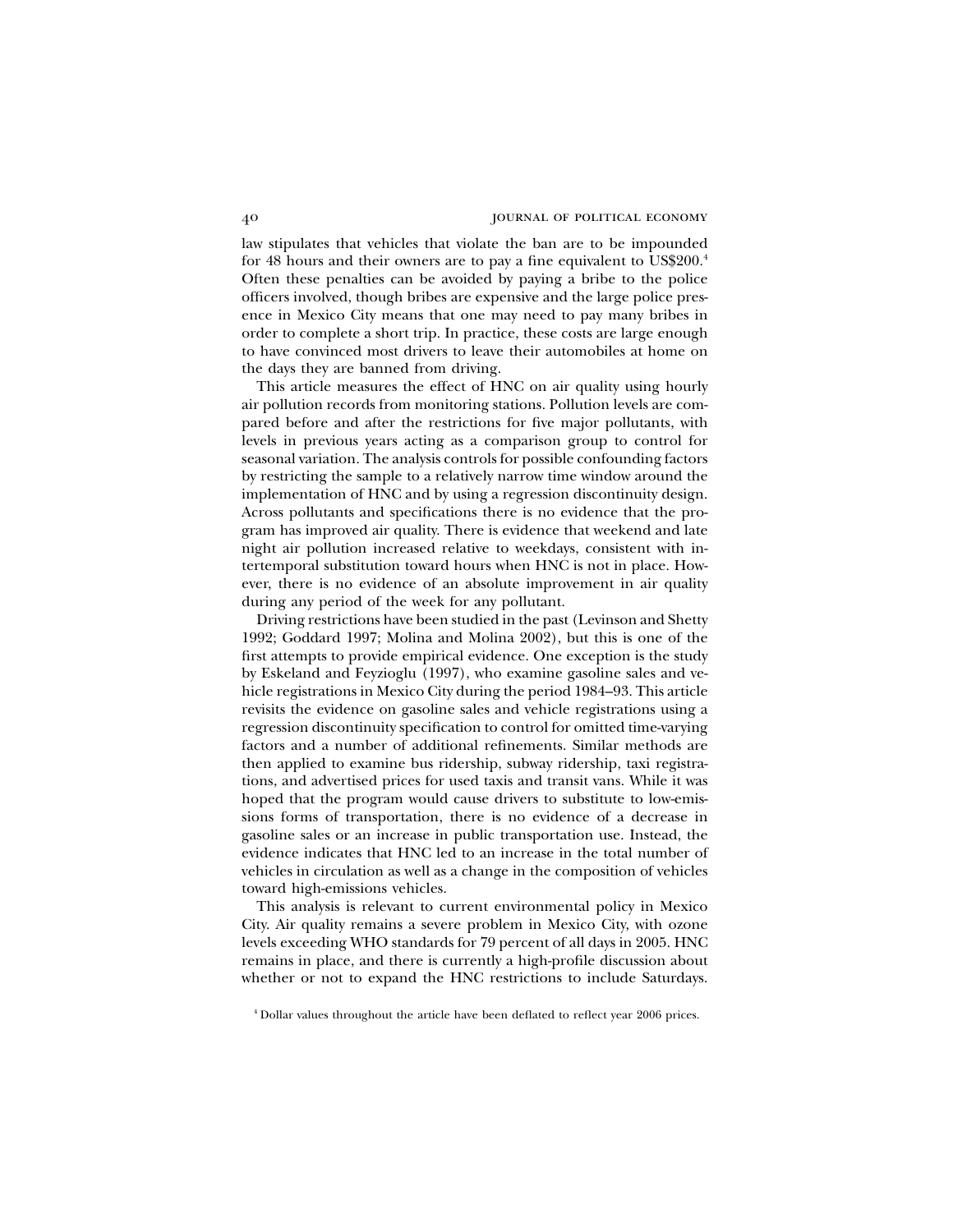law stipulates that vehicles that violate the ban are to be impounded for 48 hours and their owners are to pay a fine equivalent to US$200.[4] Often these penalties can be avoided by paying a bribe to the police officers involved, though bribes are expensive and the large police presence in Mexico City means that one may need to pay many bribes in order to complete a short trip. In practice, these costs are large enough to have convinced most drivers to leave their automobiles at home on the days they are banned from driving.

This article measures the effect of HNC on air quality using hourly air pollution records from monitoring stations. Pollution levels are compared before and after the restrictions for five major pollutants, with levels in previous years acting as a comparison group to control for seasonal variation. The analysis controls for possible confounding factors by restricting the sample to a relatively narrow time window around the implementation of HNC and by using a regression discontinuity design. Across pollutants and specifications there is no evidence that the program has improved air quality. There is evidence that weekend and late night air pollution increased relative to weekdays, consistent with intertemporal substitution toward hours when HNC is not in place. However, there is no evidence of an absolute improvement in air quality during any period of the week for any pollutant.

Driving restrictions have been studied in the past (Levinson and Shetty 1992; Goddard 1997; Molina and Molina 2002), but this is one of the first attempts to provide empirical evidence. One exception is the study by Eskeland and Feyzioglu (1997), who examine gasoline sales and vehicle registrations in Mexico City during the period 1984–93. This article revisits the evidence on gasoline sales and vehicle registrations using a regression discontinuity specification to control for omitted time-varying factors and a number of additional refinements. Similar methods are then applied to examine bus ridership, subway ridership, taxi registrations, and advertised prices for used taxis and transit vans. While it was hoped that the program would cause drivers to substitute to low-emissions forms of transportation, there is no evidence of a decrease in gasoline sales or an increase in public transportation use. Instead, the evidence indicates that HNC led to an increase in the total number of vehicles in circulation as well as a change in the composition of vehicles toward high-emissions vehicles.

This analysis is relevant to current environmental policy in Mexico City. Air quality remains a severe problem in Mexico City, with ozone levels exceeding WHO standards for 79 percent of all days in 2005. HNC remains in place, and there is currently a high-profile discussion about whether or not to expand the HNC restrictions to include Saturdays.

[4] Dollar values throughout the article have been deflated to reflect year 2006 prices.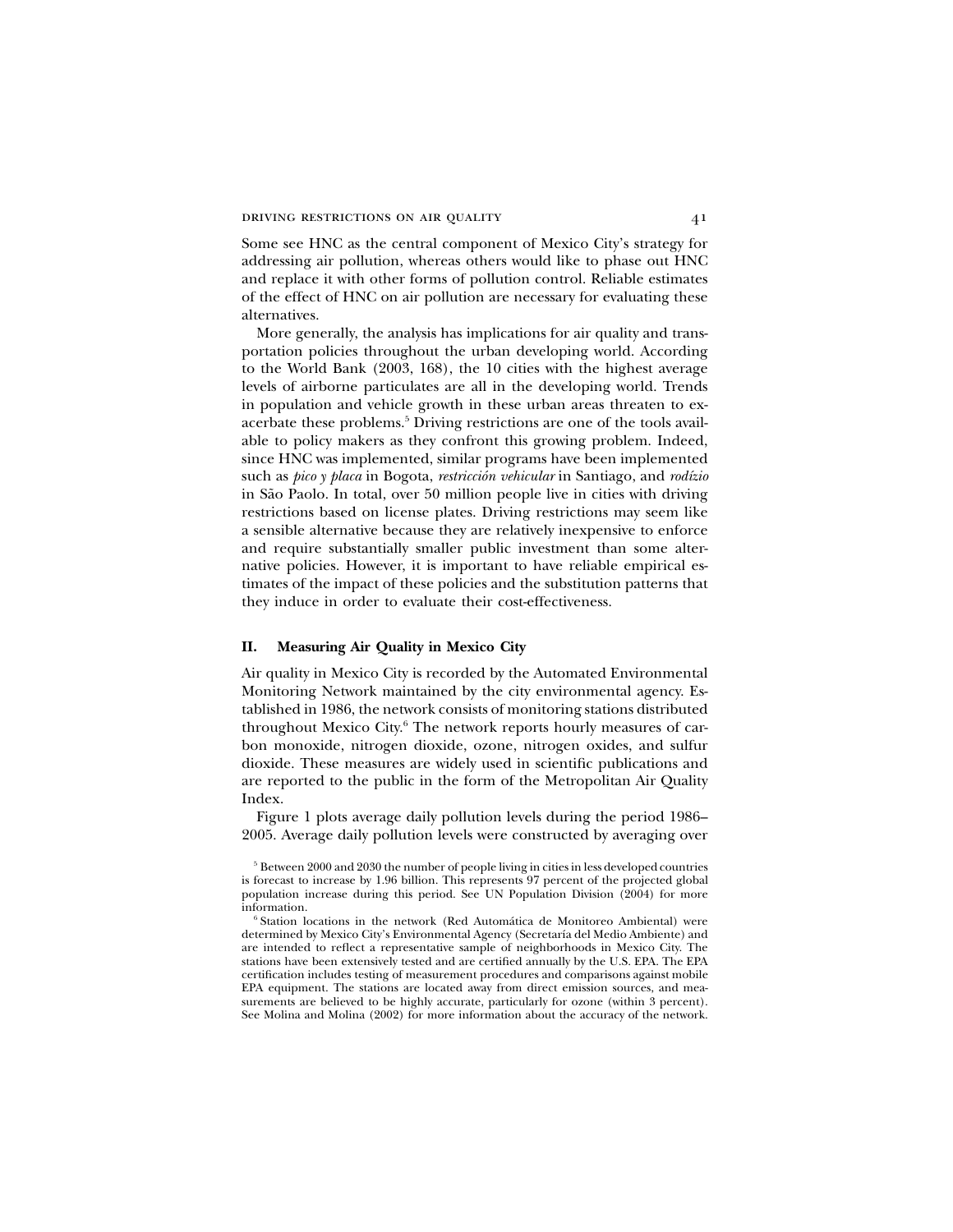Some see HNC as the central component of Mexico City's strategy for addressing air pollution, whereas others would like to phase out HNC and replace it with other forms of pollution control. Reliable estimates of the effect of HNC on air pollution are necessary for evaluating these alternatives.

More generally, the analysis has implications for air quality and transportation policies throughout the urban developing world. According to the World Bank (2003, 168), the 10 cities with the highest average levels of airborne particulates are all in the developing world. Trends in population and vehicle growth in these urban areas threaten to exacerbate these problems.[5] Driving restrictions are one of the tools available to policy makers as they confront this growing problem. Indeed, since HNC was implemented, similar programs have been implemented such as *pico y placa* in Bogota, *restricción vehicular* in Santiago, and *rodízio* in São Paolo. In total, over 50 million people live in cities with driving restrictions based on license plates. Driving restrictions may seem like a sensible alternative because they are relatively inexpensive to enforce and require substantially smaller public investment than some alternative policies. However, it is important to have reliable empirical estimates of the impact of these policies and the substitution patterns that they induce in order to evaluate their cost-effectiveness.

## II. Measuring Air Quality in Mexico City

Air quality in Mexico City is recorded by the Automated Environmental Monitoring Network maintained by the city environmental agency. Established in 1986, the network consists of monitoring stations distributed throughout Mexico City.[6] The network reports hourly measures of carbon monoxide, nitrogen dioxide, ozone, nitrogen oxides, and sulfur dioxide. These measures are widely used in scientific publications and are reported to the public in the form of the Metropolitan Air Quality Index.

Figure 1 plots average daily pollution levels during the period 1986–2005. Average daily pollution levels were constructed by averaging over

[5] Between 2000 and 2030 the number of people living in cities in less developed countries is forecast to increase by 1.96 billion. This represents 97 percent of the projected global population increase during this period. See UN Population Division (2004) for more information.

[6] Station locations in the network (Red Automática de Monitoreo Ambiental) were determined by Mexico City's Environmental Agency (Secretaría del Medio Ambiente) and are intended to reflect a representative sample of neighborhoods in Mexico City. The stations have been extensively tested and are certified annually by the U.S. EPA. The EPA certification includes testing of measurement procedures and comparisons against mobile EPA equipment. The stations are located away from direct emission sources, and measurements are believed to be highly accurate, particularly for ozone (within 3 percent). See Molina and Molina (2002) for more information about the accuracy of the network.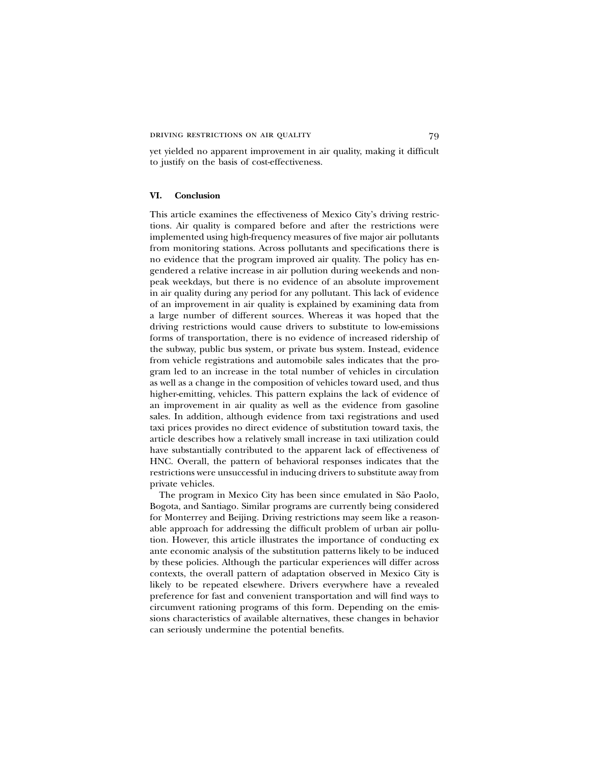yet yielded no apparent improvement in air quality, making it difficult to justify on the basis of cost-effectiveness.

## VI. Conclusion

This article examines the effectiveness of Mexico City's driving restrictions. Air quality is compared before and after the restrictions were implemented using high-frequency measures of five major air pollutants from monitoring stations. Across pollutants and specifications there is no evidence that the program improved air quality. The policy has engendered a relative increase in air pollution during weekends and non-peak weekdays, but there is no evidence of an absolute improvement in air quality during any period for any pollutant. This lack of evidence of an improvement in air quality is explained by examining data from a large number of different sources. Whereas it was hoped that the driving restrictions would cause drivers to substitute to low-emissions forms of transportation, there is no evidence of increased ridership of the subway, public bus system, or private bus system. Instead, evidence from vehicle registrations and automobile sales indicates that the program led to an increase in the total number of vehicles in circulation as well as a change in the composition of vehicles toward used, and thus higher-emitting, vehicles. This pattern explains the lack of evidence of an improvement in air quality as well as the evidence from gasoline sales. In addition, although evidence from taxi registrations and used taxi prices provides no direct evidence of substitution toward taxis, the article describes how a relatively small increase in taxi utilization could have substantially contributed to the apparent lack of effectiveness of HNC. Overall, the pattern of behavioral responses indicates that the restrictions were unsuccessful in inducing drivers to substitute away from private vehicles.

The program in Mexico City has been since emulated in São Paolo, Bogota, and Santiago. Similar programs are currently being considered for Monterrey and Beijing. Driving restrictions may seem like a reasonable approach for addressing the difficult problem of urban air pollution. However, this article illustrates the importance of conducting ex ante economic analysis of the substitution patterns likely to be induced by these policies. Although the particular experiences will differ across contexts, the overall pattern of adaptation observed in Mexico City is likely to be repeated elsewhere. Drivers everywhere have a revealed preference for fast and convenient transportation and will find ways to circumvent rationing programs of this form. Depending on the emissions characteristics of available alternatives, these changes in behavior can seriously undermine the potential benefits.